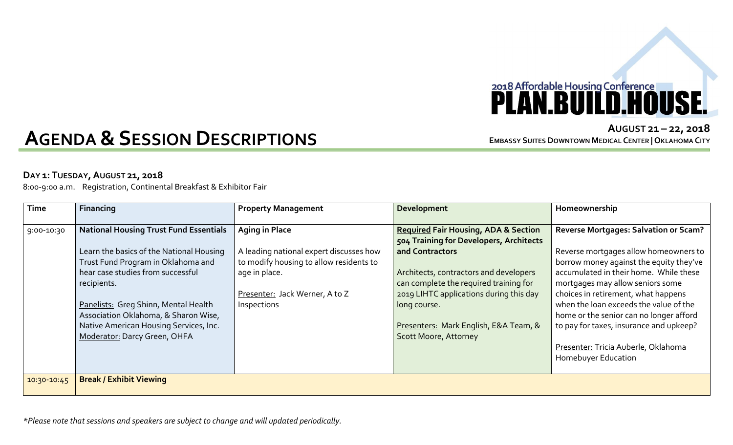2018 Affordable Housing Conference

**PLAN.BUILD.HOUSE.**

# AGENDA & SESSION DESCRIPTIONS

**AUGUST 21 – 22, 2018**

**EMBASSY SUITES DOWNTOWN MEDICAL CENTER | OKLAHOMA CITY**

## DAY 1: TUESDAY, AUGUST 21, 2018

8:00-9:00 a.m. Registration, Continental Breakfast & Exhibitor Fair

| Time | Financing | Property Management | Development | Homeownership |
|---|---|---|---|---|
| 9:00-10:30 | **National Housing Trust Fund Essentials**<br><br>Learn the basics of the National Housing Trust Fund Program in Oklahoma and hear case studies from successful recipients.<br><br>Panelists: Greg Shinn, Mental Health Association Oklahoma, & Sharon Wise, Native American Housing Services, Inc.<br>Moderator: Darcy Green, OHFA | **Aging in Place**<br><br>A leading national expert discusses how to modify housing to allow residents to age in place.<br><br>Presenter: Jack Werner, A to Z Inspections | **Required Fair Housing, ADA & Section 504 Training for Developers, Architects and Contractors**<br><br>Architects, contractors and developers can complete the required training for 2019 LIHTC applications during this day long course.<br><br>Presenters: Mark English, E&A Team, & Scott Moore, Attorney | **Reverse Mortgages: Salvation or Scam?**<br><br>Reverse mortgages allow homeowners to borrow money against the equity they've accumulated in their home. While these mortgages may allow seniors some choices in retirement, what happens when the loan exceeds the value of the home or the senior can no longer afford to pay for taxes, insurance and upkeep?<br><br>Presenter: Tricia Auberle, Oklahoma Homebuyer Education |
| 10:30-10:45 | **Break / Exhibit Viewing** | | | |

*\*Please note that sessions and speakers are subject to change and will updated periodically.*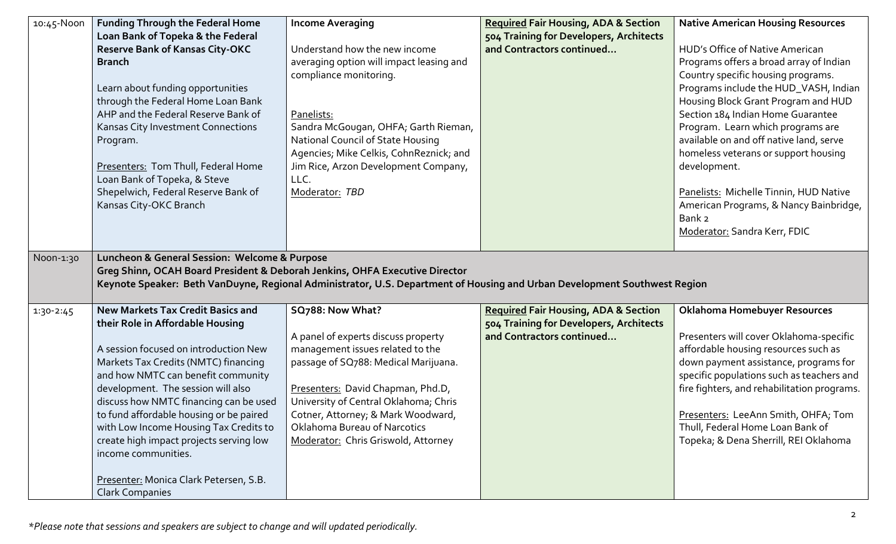| | | | | |
|---|---|---|---|---|
| 10:45-Noon | **Funding Through the Federal Home Loan Bank of Topeka & the Federal Reserve Bank of Kansas City-OKC Branch**<br><br>Learn about funding opportunities through the Federal Home Loan Bank AHP and the Federal Reserve Bank of Kansas City Investment Connections Program.<br><br>Presenters: Tom Thull, Federal Home Loan Bank of Topeka, & Steve Shepelwich, Federal Reserve Bank of Kansas City-OKC Branch | **Income Averaging**<br><br>Understand how the new income averaging option will impact leasing and compliance monitoring.<br><br>Panelists:<br>Sandra McGougan, OHFA; Garth Rieman, National Council of State Housing Agencies; Mike Celkis, CohnReznick; and Jim Rice, Arzon Development Company, LLC.<br>Moderator: *TBD* | **Required Fair Housing, ADA & Section 504 Training for Developers, Architects and Contractors continued…** | **Native American Housing Resources**<br><br>HUD's Office of Native American Programs offers a broad array of Indian Country specific housing programs. Programs include the HUD_VASH, Indian Housing Block Grant Program and HUD Section 184 Indian Home Guarantee Program. Learn which programs are available on and off native land, serve homeless veterans or support housing development.<br><br>Panelists: Michelle Tinnin, HUD Native American Programs, & Nancy Bainbridge, Bank 2<br>Moderator: Sandra Kerr, FDIC |
| Noon-1:30 | **Luncheon & General Session: Welcome & Purpose**<br>**Greg Shinn, OCAH Board President & Deborah Jenkins, OHFA Executive Director**<br>**Keynote Speaker: Beth VanDuyne, Regional Administrator, U.S. Department of Housing and Urban Development Southwest Region** | | | |
| 1:30-2:45 | **New Markets Tax Credit Basics and their Role in Affordable Housing**<br><br>A session focused on introduction New Markets Tax Credits (NMTC) financing and how NMTC can benefit community development. The session will also discuss how NMTC financing can be used to fund affordable housing or be paired with Low Income Housing Tax Credits to create high impact projects serving low income communities.<br><br>Presenter: Monica Clark Petersen, S.B. Clark Companies | **SQ788: Now What?**<br><br>A panel of experts discuss property management issues related to the passage of SQ788: Medical Marijuana.<br><br>Presenters: David Chapman, Phd.D, University of Central Oklahoma; Chris Cotner, Attorney; & Mark Woodward, Oklahoma Bureau of Narcotics<br>Moderator: Chris Griswold, Attorney | **Required Fair Housing, ADA & Section 504 Training for Developers, Architects and Contractors continued…** | **Oklahoma Homebuyer Resources**<br><br>Presenters will cover Oklahoma-specific affordable housing resources such as down payment assistance, programs for specific populations such as teachers and fire fighters, and rehabilitation programs.<br><br>Presenters: LeeAnn Smith, OHFA; Tom Thull, Federal Home Loan Bank of Topeka; & Dena Sherrill, REI Oklahoma |

*\*Please note that sessions and speakers are subject to change and will updated periodically.*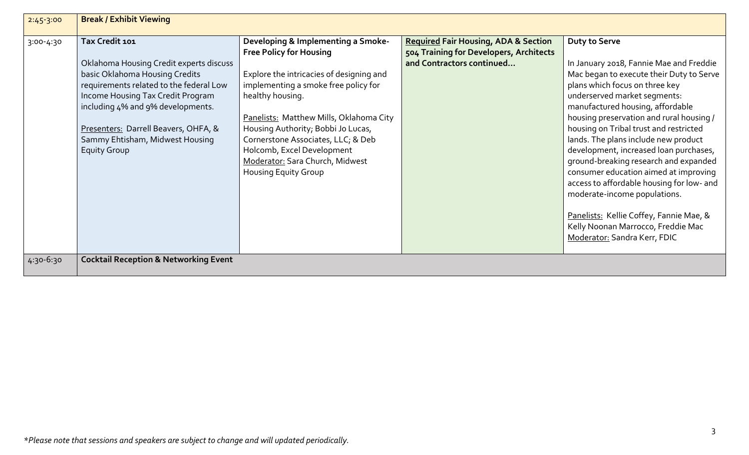| | | | | |
|---|---|---|---|---|
| 2:45-3:00 | **Break / Exhibit Viewing** | | | |
| 3:00-4:30 | **Tax Credit 101**<br><br>Oklahoma Housing Credit experts discuss basic Oklahoma Housing Credits requirements related to the federal Low Income Housing Tax Credit Program including 4% and 9% developments.<br><br>Presenters: Darrell Beavers, OHFA, & Sammy Ehtisham, Midwest Housing Equity Group | **Developing & Implementing a Smoke-Free Policy for Housing**<br><br>Explore the intricacies of designing and implementing a smoke free policy for healthy housing.<br><br>Panelists: Matthew Mills, Oklahoma City Housing Authority; Bobbi Jo Lucas, Cornerstone Associates, LLC; & Deb Holcomb, Excel Development<br>Moderator: Sara Church, Midwest Housing Equity Group | **Required Fair Housing, ADA & Section 504 Training for Developers, Architects and Contractors continued…** | **Duty to Serve**<br><br>In January 2018, Fannie Mae and Freddie Mac began to execute their Duty to Serve plans which focus on three key underserved market segments: manufactured housing, affordable housing preservation and rural housing / housing on Tribal trust and restricted lands. The plans include new product development, increased loan purchases, ground-breaking research and expanded consumer education aimed at improving access to affordable housing for low- and moderate-income populations.<br><br>Panelists: Kellie Coffey, Fannie Mae, & Kelly Noonan Marrocco, Freddie Mac<br>Moderator: Sandra Kerr, FDIC |
| 4:30-6:30 | **Cocktail Reception & Networking Event** | | | |

*\*Please note that sessions and speakers are subject to change and will updated periodically.*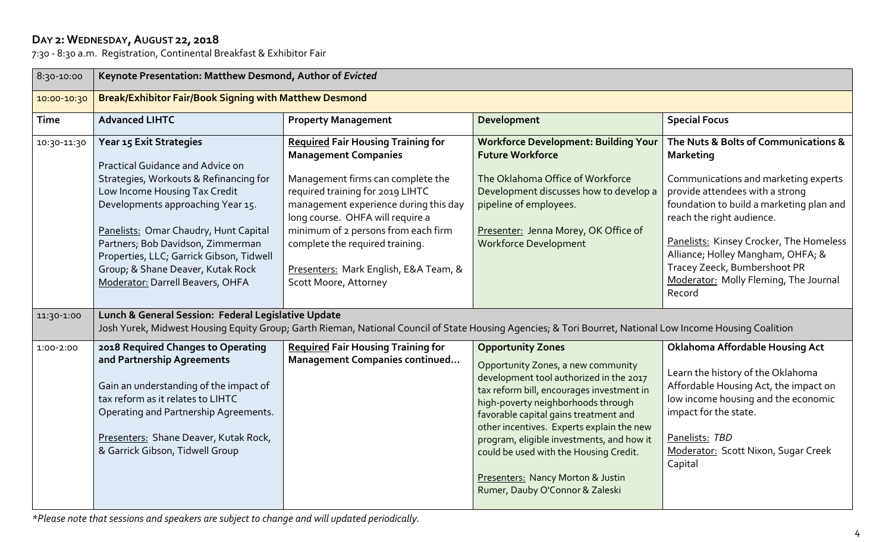## DAY 2: WEDNESDAY, AUGUST 22, 2018

7:30 - 8:30 a.m. Registration, Continental Breakfast & Exhibitor Fair

| 8:30-10:00 | **Keynote Presentation: Matthew Desmond, Author of *Evicted*** | | | |
|---|---|---|---|---|
| 10:00-10:30 | **Break/Exhibitor Fair/Book Signing with Matthew Desmond** | | | |
| **Time** | **Advanced LIHTC** | **Property Management** | **Development** | **Special Focus** |
| 10:30-11:30 | **Year 15 Exit Strategies**<br><br>Practical Guidance and Advice on Strategies, Workouts & Refinancing for Low Income Housing Tax Credit Developments approaching Year 15.<br><br>Panelists: Omar Chaudry, Hunt Capital Partners; Bob Davidson, Zimmerman Properties, LLC; Garrick Gibson, Tidwell Group; & Shane Deaver, Kutak Rock<br>Moderator: Darrell Beavers, OHFA | **Required Fair Housing Training for Management Companies**<br><br>Management firms can complete the required training for 2019 LIHTC management experience during this day long course. OHFA will require a minimum of 2 persons from each firm complete the required training.<br><br>Presenters: Mark English, E&A Team, & Scott Moore, Attorney | **Workforce Development: Building Your Future Workforce**<br><br>The Oklahoma Office of Workforce Development discusses how to develop a pipeline of employees.<br><br>Presenter: Jenna Morey, OK Office of Workforce Development | **The Nuts & Bolts of Communications & Marketing**<br><br>Communications and marketing experts provide attendees with a strong foundation to build a marketing plan and reach the right audience.<br><br>Panelists: Kinsey Crocker, The Homeless Alliance; Holley Mangham, OHFA; & Tracey Zeeck, Bumbershoot PR<br>Moderator: Molly Fleming, The Journal Record |
| 11:30-1:00 | **Lunch & General Session: Federal Legislative Update**<br>Josh Yurek, Midwest Housing Equity Group; Garth Rieman, National Council of State Housing Agencies; & Tori Bourret, National Low Income Housing Coalition | | | |
| 1:00-2:00 | **2018 Required Changes to Operating and Partnership Agreements**<br><br>Gain an understanding of the impact of tax reform as it relates to LIHTC Operating and Partnership Agreements.<br><br>Presenters: Shane Deaver, Kutak Rock, & Garrick Gibson, Tidwell Group | **Required Fair Housing Training for Management Companies continued…** | **Opportunity Zones**<br><br>Opportunity Zones, a new community development tool authorized in the 2017 tax reform bill, encourages investment in high-poverty neighborhoods through favorable capital gains treatment and other incentives. Experts explain the new program, eligible investments, and how it could be used with the Housing Credit.<br><br>Presenters: Nancy Morton & Justin Rumer, Dauby O'Connor & Zaleski | **Oklahoma Affordable Housing Act**<br><br>Learn the history of the Oklahoma Affordable Housing Act, the impact on low income housing and the economic impact for the state.<br><br>Panelists: *TBD*<br>Moderator: Scott Nixon, Sugar Creek Capital |

*\*Please note that sessions and speakers are subject to change and will updated periodically.*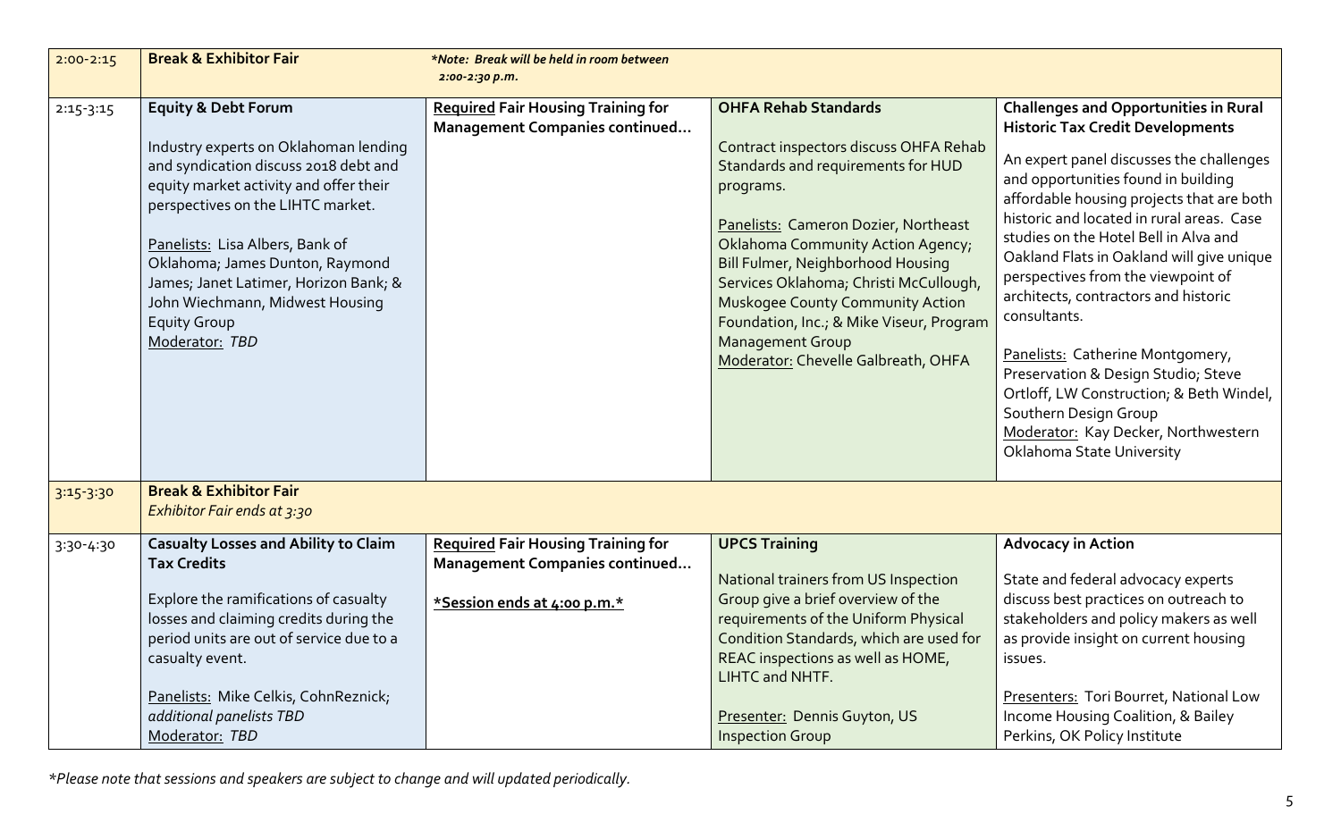| | | | | |
|---|---|---|---|---|
| 2:00-2:15 | **Break & Exhibitor Fair** *\*Note: Break will be held in room between 2:00-2:30 p.m.* | | | |
| 2:15-3:15 | **Equity & Debt Forum**<br><br>Industry experts on Oklahoman lending and syndication discuss 2018 debt and equity market activity and offer their perspectives on the LIHTC market.<br><br>Panelists: Lisa Albers, Bank of Oklahoma; James Dunton, Raymond James; Janet Latimer, Horizon Bank; & John Wiechmann, Midwest Housing Equity Group<br>Moderator: *TBD* | **Required Fair Housing Training for Management Companies continued…** | **OHFA Rehab Standards**<br><br>Contract inspectors discuss OHFA Rehab Standards and requirements for HUD programs.<br><br>Panelists: Cameron Dozier, Northeast Oklahoma Community Action Agency; Bill Fulmer, Neighborhood Housing Services Oklahoma; Christi McCullough, Muskogee County Community Action Foundation, Inc.; & Mike Viseur, Program Management Group<br>Moderator: Chevelle Galbreath, OHFA | **Challenges and Opportunities in Rural Historic Tax Credit Developments**<br><br>An expert panel discusses the challenges and opportunities found in building affordable housing projects that are both historic and located in rural areas. Case studies on the Hotel Bell in Alva and Oakland Flats in Oakland will give unique perspectives from the viewpoint of architects, contractors and historic consultants.<br><br>Panelists: Catherine Montgomery, Preservation & Design Studio; Steve Ortloff, LW Construction; & Beth Windel, Southern Design Group<br>Moderator: Kay Decker, Northwestern Oklahoma State University |
| 3:15-3:30 | **Break & Exhibitor Fair**<br>*Exhibitor Fair ends at 3:30* | | | |
| 3:30-4:30 | **Casualty Losses and Ability to Claim Tax Credits**<br><br>Explore the ramifications of casualty losses and claiming credits during the period units are out of service due to a casualty event.<br><br>Panelists: Mike Celkis, CohnReznick; *additional panelists TBD*<br>Moderator: *TBD* | **Required Fair Housing Training for Management Companies continued…**<br><br>**\*Session ends at 4:00 p.m.\*** | **UPCS Training**<br><br>National trainers from US Inspection Group give a brief overview of the requirements of the Uniform Physical Condition Standards, which are used for REAC inspections as well as HOME, LIHTC and NHTF.<br><br>Presenter: Dennis Guyton, US Inspection Group | **Advocacy in Action**<br><br>State and federal advocacy experts discuss best practices on outreach to stakeholders and policy makers as well as provide insight on current housing issues.<br><br>Presenters: Tori Bourret, National Low Income Housing Coalition, & Bailey Perkins, OK Policy Institute |

*\*Please note that sessions and speakers are subject to change and will updated periodically.*